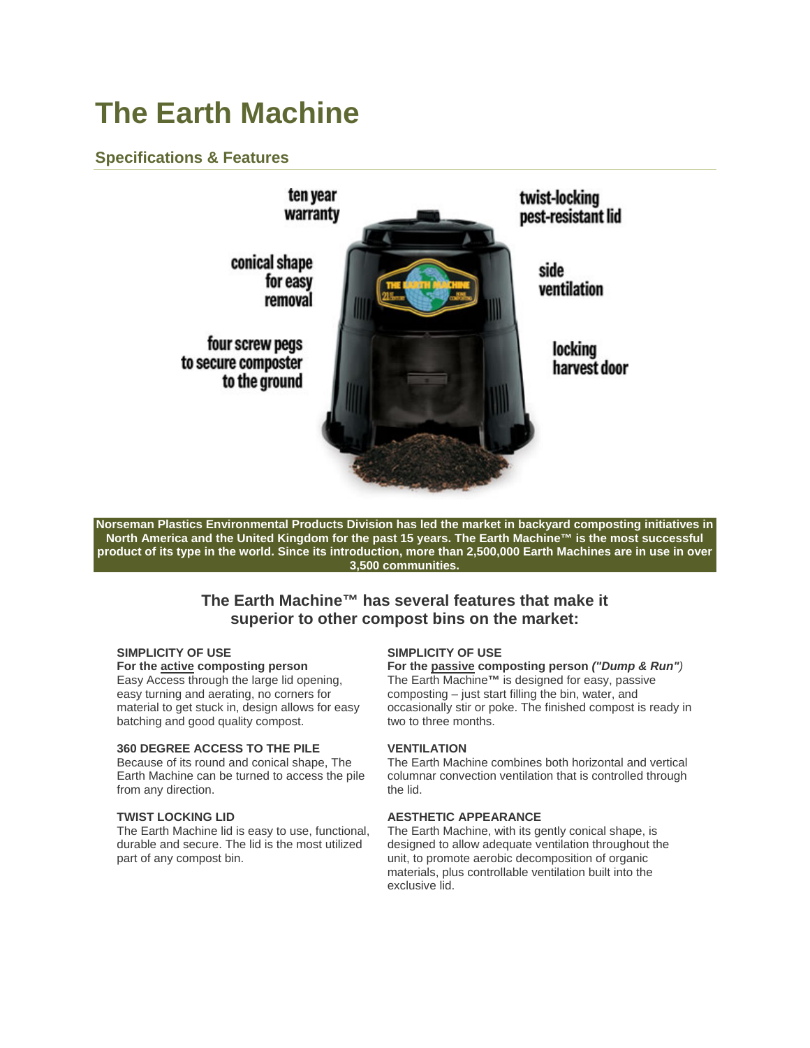# The Earth Machine

## Specifications & Features

ten year warranty

conical shape for easy removal

four screw pegs to secure composter to the ground

twist-locking pest-resistant lid

side ventilation

locking harvest door

**Norseman Plastics Environmental Products Division has led the market in backyard composting initiatives in North America and the United Kingdom for the past 15 years. The Earth Machine™ is the most successful product of its type in the world. Since its introduction, more than 2,500,000 Earth Machines are in use in over 3,500 communities.**

### The Earth Machine™ has several features that make it superior to other compost bins on the market:

**SIMPLICITY OF USE**
**For the active composting person**
Easy Access through the large lid opening, easy turning and aerating, no corners for material to get stuck in, design allows for easy batching and good quality compost.

**360 DEGREE ACCESS TO THE PILE**
Because of its round and conical shape, The Earth Machine can be turned to access the pile from any direction.

**TWIST LOCKING LID**
The Earth Machine lid is easy to use, functional, durable and secure. The lid is the most utilized part of any compost bin.

**SIMPLICITY OF USE**
**For the passive composting person *("Dump & Run")***
The Earth Machine™ is designed for easy, passive composting – just start filling the bin, water, and occasionally stir or poke. The finished compost is ready in two to three months.

**VENTILATION**
The Earth Machine combines both horizontal and vertical columnar convection ventilation that is controlled through the lid.

**AESTHETIC APPEARANCE**
The Earth Machine, with its gently conical shape, is designed to allow adequate ventilation throughout the unit, to promote aerobic decomposition of organic materials, plus controllable ventilation built into the exclusive lid.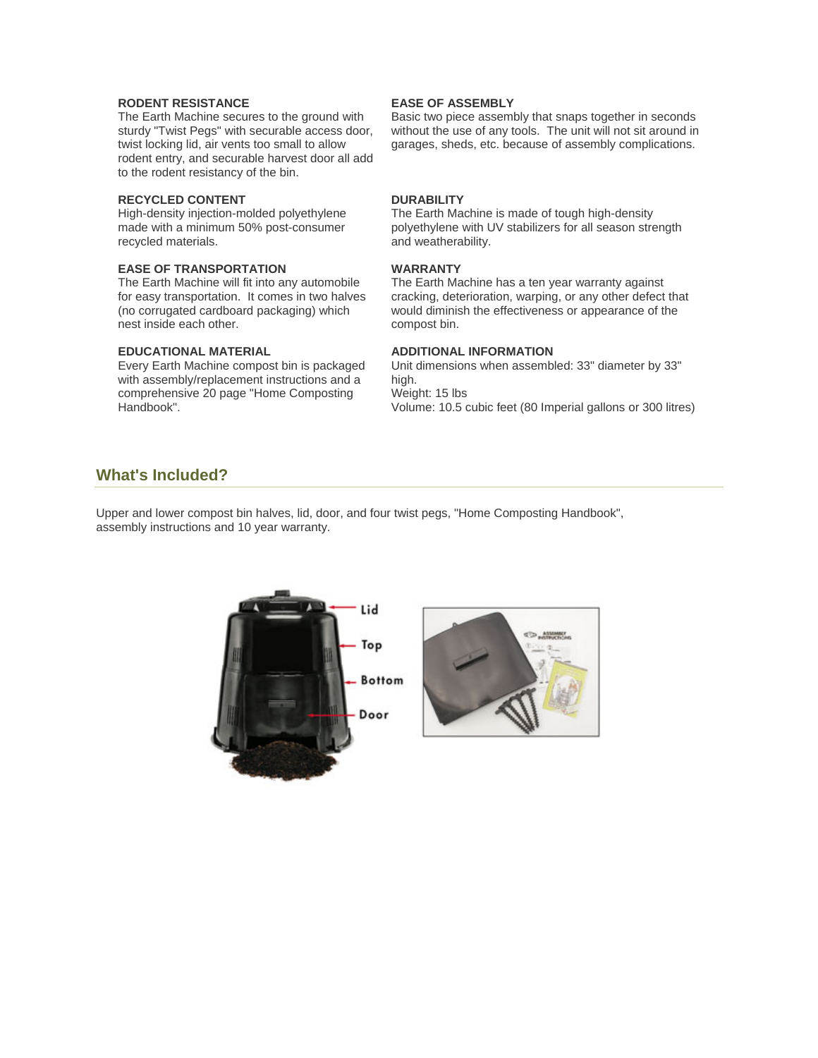**RODENT RESISTANCE**
The Earth Machine secures to the ground with sturdy "Twist Pegs" with securable access door, twist locking lid, air vents too small to allow rodent entry, and securable harvest door all add to the rodent resistancy of the bin.

**RECYCLED CONTENT**
High-density injection-molded polyethylene made with a minimum 50% post-consumer recycled materials.

**EASE OF TRANSPORTATION**
The Earth Machine will fit into any automobile for easy transportation. It comes in two halves (no corrugated cardboard packaging) which nest inside each other.

**EDUCATIONAL MATERIAL**
Every Earth Machine compost bin is packaged with assembly/replacement instructions and a comprehensive 20 page "Home Composting Handbook".

**EASE OF ASSEMBLY**
Basic two piece assembly that snaps together in seconds without the use of any tools. The unit will not sit around in garages, sheds, etc. because of assembly complications.

**DURABILITY**
The Earth Machine is made of tough high-density polyethylene with UV stabilizers for all season strength and weatherability.

**WARRANTY**
The Earth Machine has a ten year warranty against cracking, deterioration, warping, or any other defect that would diminish the effectiveness or appearance of the compost bin.

**ADDITIONAL INFORMATION**
Unit dimensions when assembled: 33" diameter by 33" high.
Weight: 15 lbs
Volume: 10.5 cubic feet (80 Imperial gallons or 300 litres)

## What's Included?

Upper and lower compost bin halves, lid, door, and four twist pegs, "Home Composting Handbook", assembly instructions and 10 year warranty.

Lid
Top
Bottom
Door